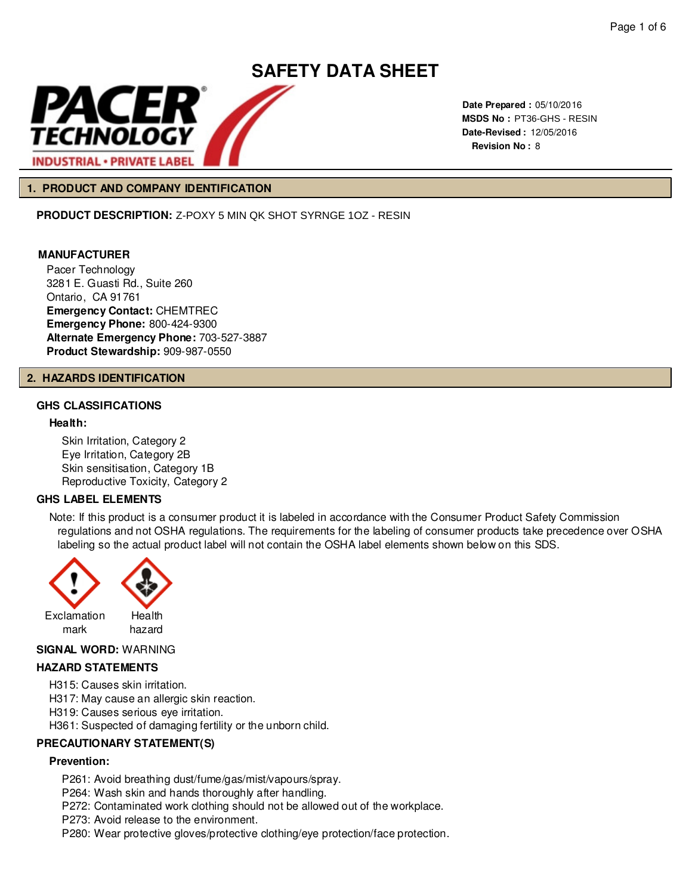# SAFETY DATA SHEET

**Date Prepared :** 05/10/2016
**MSDS No :** PT36-GHS - RESIN
**Date-Revised :** 12/05/2016
**Revision No :** 8

## 1. PRODUCT AND COMPANY IDENTIFICATION

**PRODUCT DESCRIPTION:** Z-POXY 5 MIN QK SHOT SYRNGE 1OZ - RESIN

**MANUFACTURER**

Pacer Technology
3281 E. Guasti Rd., Suite 260
Ontario, CA 91761
**Emergency Contact:** CHEMTREC
**Emergency Phone:** 800-424-9300
**Alternate Emergency Phone:** 703-527-3887
**Product Stewardship:** 909-987-0550

## 2. HAZARDS IDENTIFICATION

### GHS CLASSIFICATIONS

**Health:**

Skin Irritation, Category 2
Eye Irritation, Category 2B
Skin sensitisation, Category 1B
Reproductive Toxicity, Category 2

### GHS LABEL ELEMENTS

Note: If this product is a consumer product it is labeled in accordance with the Consumer Product Safety Commission regulations and not OSHA regulations. The requirements for the labeling of consumer products take precedence over OSHA labeling so the actual product label will not contain the OSHA label elements shown below on this SDS.

Exclamation mark    Health hazard

**SIGNAL WORD:** WARNING

### HAZARD STATEMENTS

H315: Causes skin irritation.
H317: May cause an allergic skin reaction.
H319: Causes serious eye irritation.
H361: Suspected of damaging fertility or the unborn child.

### PRECAUTIONARY STATEMENT(S)

**Prevention:**

P261: Avoid breathing dust/fume/gas/mist/vapours/spray.
P264: Wash skin and hands thoroughly after handling.
P272: Contaminated work clothing should not be allowed out of the workplace.
P273: Avoid release to the environment.
P280: Wear protective gloves/protective clothing/eye protection/face protection.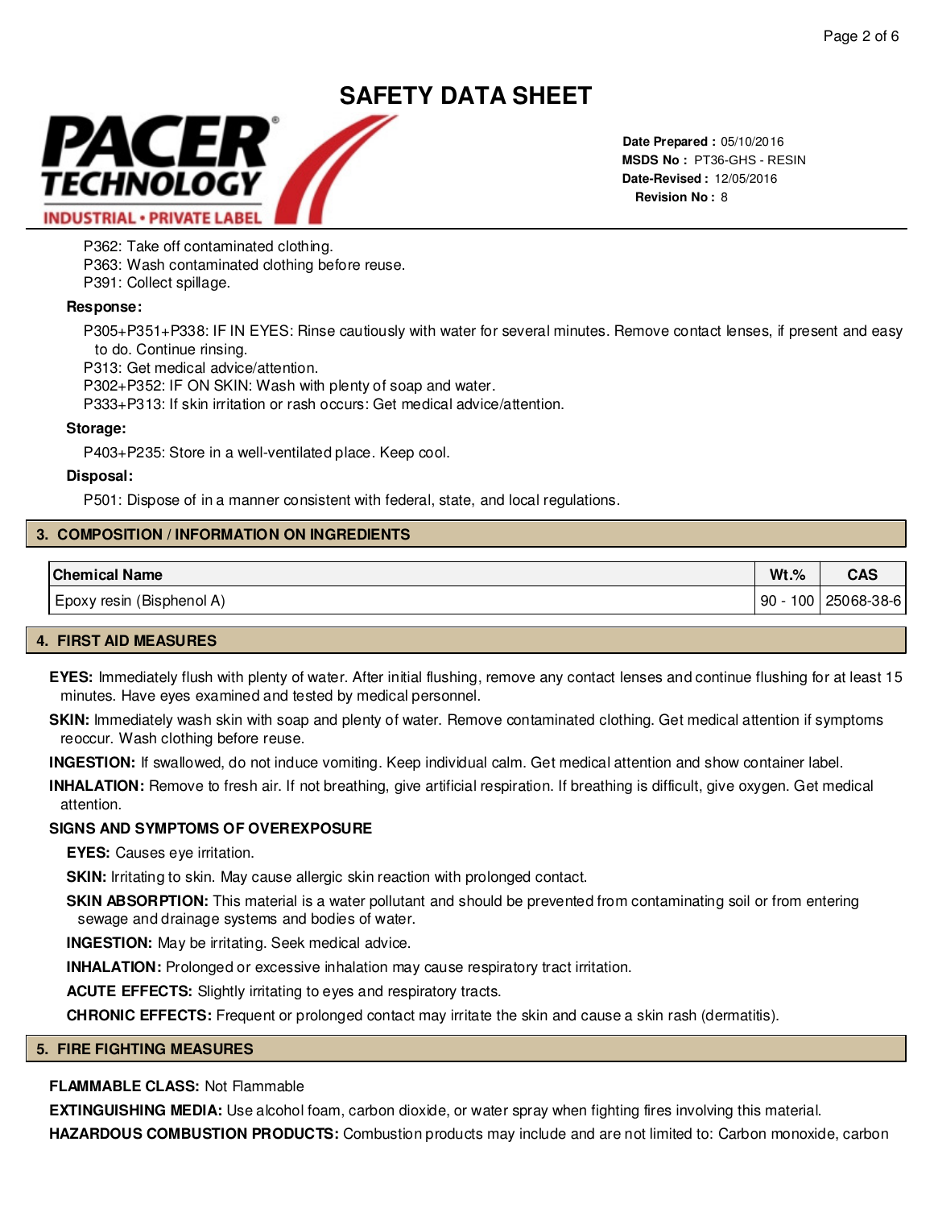P362: Take off contaminated clothing.
P363: Wash contaminated clothing before reuse.
P391: Collect spillage.

**Response:**

P305+P351+P338: IF IN EYES: Rinse cautiously with water for several minutes. Remove contact lenses, if present and easy to do. Continue rinsing.
P313: Get medical advice/attention.
P302+P352: IF ON SKIN: Wash with plenty of soap and water.
P333+P313: If skin irritation or rash occurs: Get medical advice/attention.

**Storage:**

P403+P235: Store in a well-ventilated place. Keep cool.

**Disposal:**

P501: Dispose of in a manner consistent with federal, state, and local regulations.

## 3. COMPOSITION / INFORMATION ON INGREDIENTS

| Chemical Name | Wt.% | CAS |
|---|---|---|
| Epoxy resin (Bisphenol A) | 90 - 100 | 25068-38-6 |

## 4. FIRST AID MEASURES

**EYES:** Immediately flush with plenty of water. After initial flushing, remove any contact lenses and continue flushing for at least 15 minutes. Have eyes examined and tested by medical personnel.

**SKIN:** Immediately wash skin with soap and plenty of water. Remove contaminated clothing. Get medical attention if symptoms reoccur. Wash clothing before reuse.

**INGESTION:** If swallowed, do not induce vomiting. Keep individual calm. Get medical attention and show container label.

**INHALATION:** Remove to fresh air. If not breathing, give artificial respiration. If breathing is difficult, give oxygen. Get medical attention.

**SIGNS AND SYMPTOMS OF OVEREXPOSURE**

**EYES:** Causes eye irritation.

**SKIN:** Irritating to skin. May cause allergic skin reaction with prolonged contact.

**SKIN ABSORPTION:** This material is a water pollutant and should be prevented from contaminating soil or from entering sewage and drainage systems and bodies of water.

**INGESTION:** May be irritating. Seek medical advice.

**INHALATION:** Prolonged or excessive inhalation may cause respiratory tract irritation.

**ACUTE EFFECTS:** Slightly irritating to eyes and respiratory tracts.

**CHRONIC EFFECTS:** Frequent or prolonged contact may irritate the skin and cause a skin rash (dermatitis).

## 5. FIRE FIGHTING MEASURES

**FLAMMABLE CLASS:** Not Flammable

**EXTINGUISHING MEDIA:** Use alcohol foam, carbon dioxide, or water spray when fighting fires involving this material.

**HAZARDOUS COMBUSTION PRODUCTS:** Combustion products may include and are not limited to: Carbon monoxide, carbon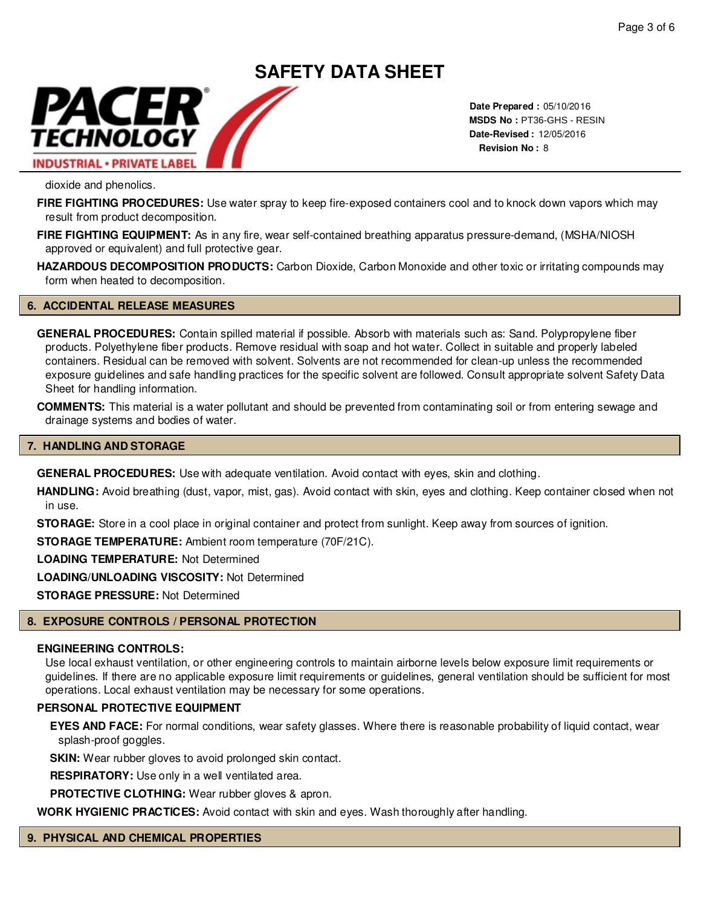dioxide and phenolics.

**FIRE FIGHTING PROCEDURES:** Use water spray to keep fire-exposed containers cool and to knock down vapors which may result from product decomposition.

**FIRE FIGHTING EQUIPMENT:** As in any fire, wear self-contained breathing apparatus pressure-demand, (MSHA/NIOSH approved or equivalent) and full protective gear.

**HAZARDOUS DECOMPOSITION PRODUCTS:** Carbon Dioxide, Carbon Monoxide and other toxic or irritating compounds may form when heated to decomposition.

## 6. ACCIDENTAL RELEASE MEASURES

**GENERAL PROCEDURES:** Contain spilled material if possible. Absorb with materials such as: Sand. Polypropylene fiber products. Polyethylene fiber products. Remove residual with soap and hot water. Collect in suitable and properly labeled containers. Residual can be removed with solvent. Solvents are not recommended for clean-up unless the recommended exposure guidelines and safe handling practices for the specific solvent are followed. Consult appropriate solvent Safety Data Sheet for handling information.

**COMMENTS:** This material is a water pollutant and should be prevented from contaminating soil or from entering sewage and drainage systems and bodies of water.

## 7. HANDLING AND STORAGE

**GENERAL PROCEDURES:** Use with adequate ventilation. Avoid contact with eyes, skin and clothing.

**HANDLING:** Avoid breathing (dust, vapor, mist, gas). Avoid contact with skin, eyes and clothing. Keep container closed when not in use.

**STORAGE:** Store in a cool place in original container and protect from sunlight. Keep away from sources of ignition.

**STORAGE TEMPERATURE:** Ambient room temperature (70F/21C).

**LOADING TEMPERATURE:** Not Determined

**LOADING/UNLOADING VISCOSITY:** Not Determined

**STORAGE PRESSURE:** Not Determined

## 8. EXPOSURE CONTROLS / PERSONAL PROTECTION

**ENGINEERING CONTROLS:**

Use local exhaust ventilation, or other engineering controls to maintain airborne levels below exposure limit requirements or guidelines. If there are no applicable exposure limit requirements or guidelines, general ventilation should be sufficient for most operations. Local exhaust ventilation may be necessary for some operations.

**PERSONAL PROTECTIVE EQUIPMENT**

**EYES AND FACE:** For normal conditions, wear safety glasses. Where there is reasonable probability of liquid contact, wear splash-proof goggles.

**SKIN:** Wear rubber gloves to avoid prolonged skin contact.

**RESPIRATORY:** Use only in a well ventilated area.

**PROTECTIVE CLOTHING:** Wear rubber gloves & apron.

**WORK HYGIENIC PRACTICES:** Avoid contact with skin and eyes. Wash thoroughly after handling.

## 9. PHYSICAL AND CHEMICAL PROPERTIES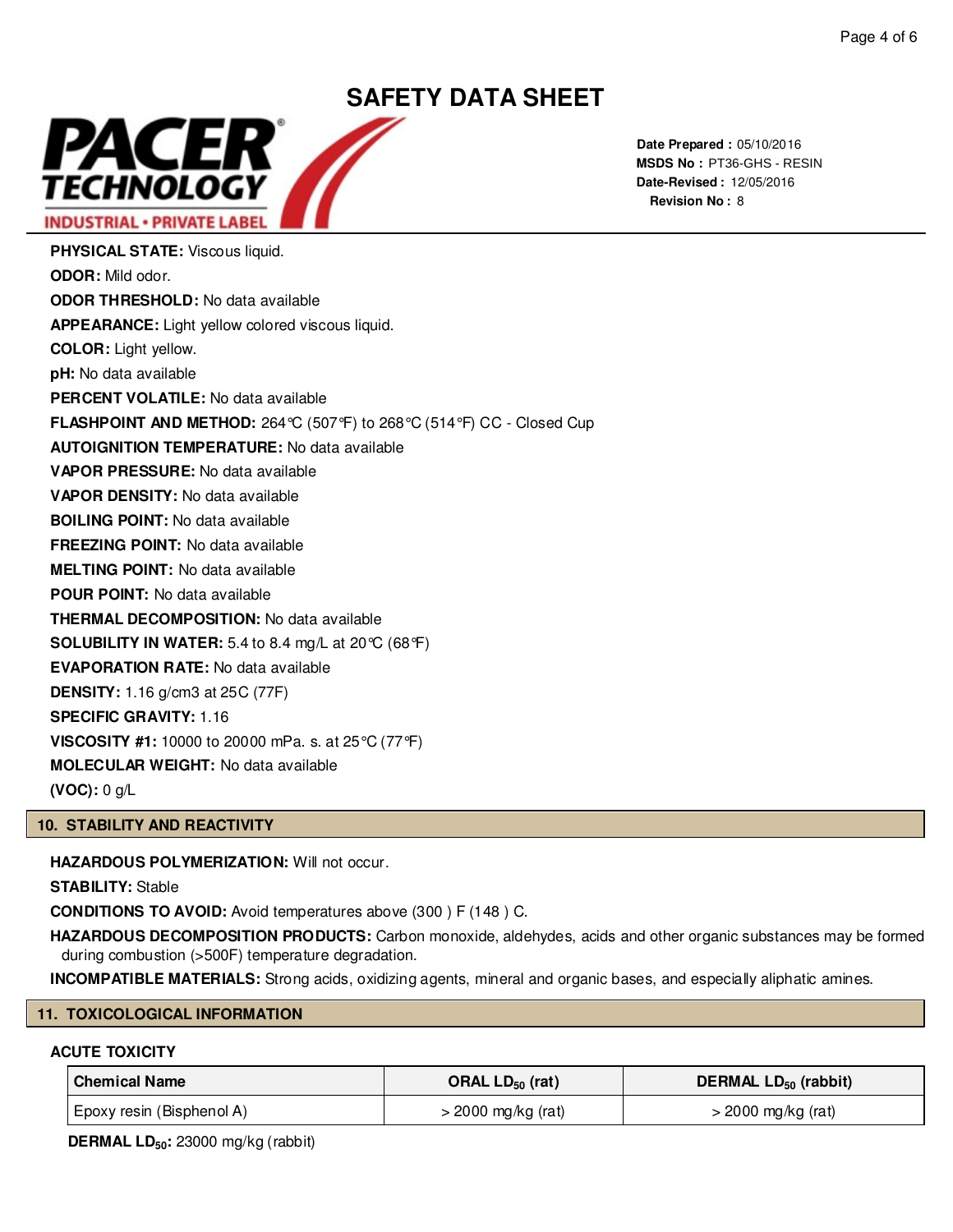# SAFETY DATA SHEET

**Date Prepared :** 05/10/2016
**MSDS No :** PT36-GHS - RESIN
**Date-Revised :** 12/05/2016
**Revision No :** 8

**PHYSICAL STATE:** Viscous liquid.

**ODOR:** Mild odor.

**ODOR THRESHOLD:** No data available

**APPEARANCE:** Light yellow colored viscous liquid.

**COLOR:** Light yellow.

**pH:** No data available

**PERCENT VOLATILE:** No data available

**FLASHPOINT AND METHOD:** 264°C (507°F) to 268°C (514°F) CC - Closed Cup

**AUTOIGNITION TEMPERATURE:** No data available

**VAPOR PRESSURE:** No data available

**VAPOR DENSITY:** No data available

**BOILING POINT:** No data available

**FREEZING POINT:** No data available

**MELTING POINT:** No data available

**POUR POINT:** No data available

**THERMAL DECOMPOSITION:** No data available

**SOLUBILITY IN WATER:** 5.4 to 8.4 mg/L at 20°C (68°F)

**EVAPORATION RATE:** No data available

**DENSITY:** 1.16 g/cm3 at 25C (77F)

**SPECIFIC GRAVITY:** 1.16

**VISCOSITY #1:** 10000 to 20000 mPa. s. at 25°C (77°F)

**MOLECULAR WEIGHT:** No data available

**(VOC):** 0 g/L

## 10. STABILITY AND REACTIVITY

**HAZARDOUS POLYMERIZATION:** Will not occur.

**STABILITY:** Stable

**CONDITIONS TO AVOID:** Avoid temperatures above (300 ) F (148 ) C.

**HAZARDOUS DECOMPOSITION PRODUCTS:** Carbon monoxide, aldehydes, acids and other organic substances may be formed during combustion (>500F) temperature degradation.

**INCOMPATIBLE MATERIALS:** Strong acids, oxidizing agents, mineral and organic bases, and especially aliphatic amines.

## 11. TOXICOLOGICAL INFORMATION

### ACUTE TOXICITY

| Chemical Name | ORAL $LD_{50}$ (rat) | DERMAL $LD_{50}$ (rabbit) |
|---|---|---|
| Epoxy resin (Bisphenol A) | > 2000 mg/kg (rat) | > 2000 mg/kg (rat) |

**DERMAL $LD_{50}$:** 23000 mg/kg (rabbit)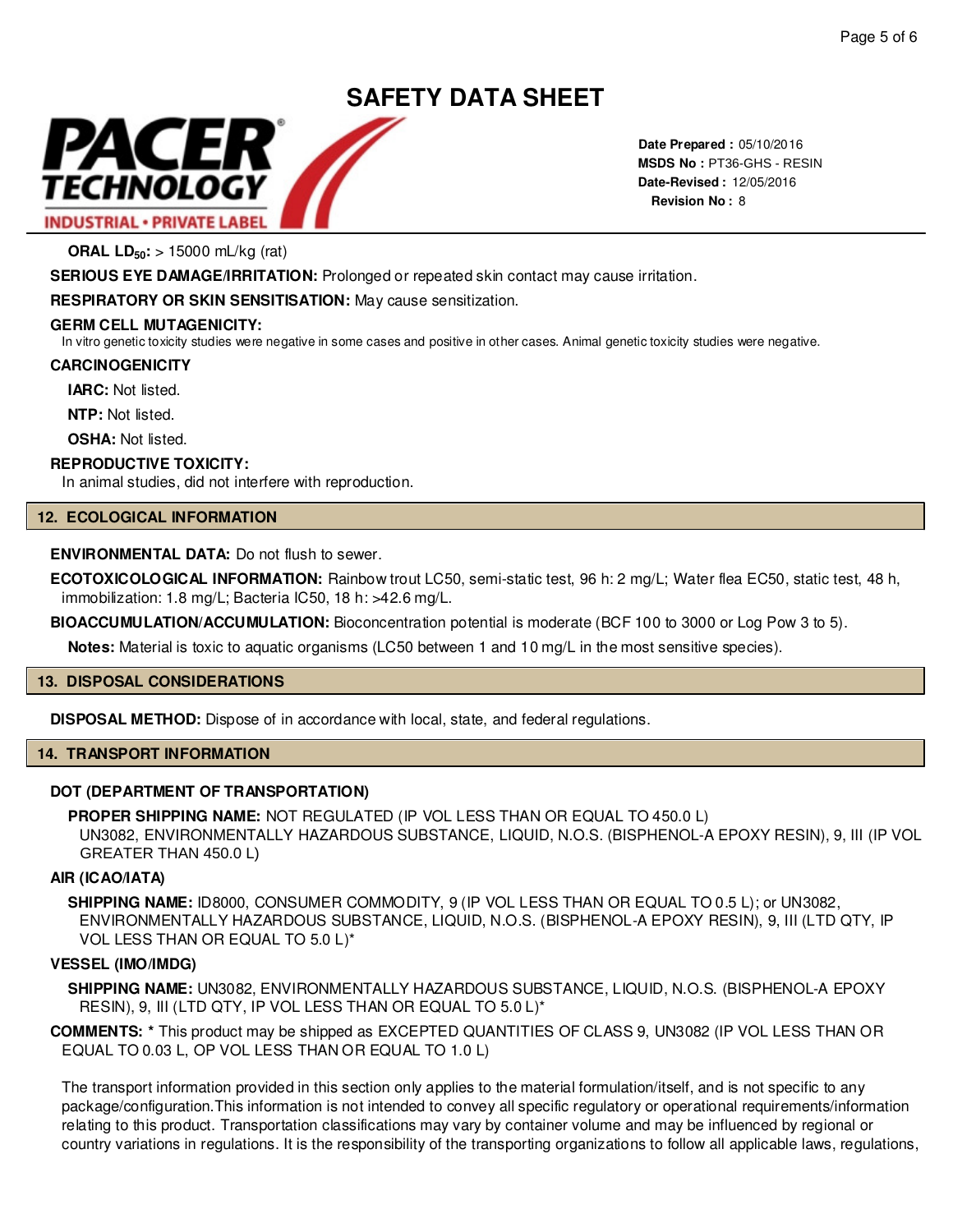**ORAL $LD_{50}$:** > 15000 mL/kg (rat)

**SERIOUS EYE DAMAGE/IRRITATION:** Prolonged or repeated skin contact may cause irritation.

**RESPIRATORY OR SKIN SENSITISATION:** May cause sensitization.

**GERM CELL MUTAGENICITY:**

In vitro genetic toxicity studies were negative in some cases and positive in other cases. Animal genetic toxicity studies were negative.

**CARCINOGENICITY**

**IARC:** Not listed.

**NTP:** Not listed.

**OSHA:** Not listed.

**REPRODUCTIVE TOXICITY:**

In animal studies, did not interfere with reproduction.

## 12. ECOLOGICAL INFORMATION

**ENVIRONMENTAL DATA:** Do not flush to sewer.

**ECOTOXICOLOGICAL INFORMATION:** Rainbow trout LC50, semi-static test, 96 h: 2 mg/L; Water flea EC50, static test, 48 h, immobilization: 1.8 mg/L; Bacteria IC50, 18 h: >42.6 mg/L.

**BIOACCUMULATION/ACCUMULATION:** Bioconcentration potential is moderate (BCF 100 to 3000 or Log Pow 3 to 5).

**Notes:** Material is toxic to aquatic organisms (LC50 between 1 and 10 mg/L in the most sensitive species).

## 13. DISPOSAL CONSIDERATIONS

**DISPOSAL METHOD:** Dispose of in accordance with local, state, and federal regulations.

## 14. TRANSPORT INFORMATION

**DOT (DEPARTMENT OF TRANSPORTATION)**

**PROPER SHIPPING NAME:** NOT REGULATED (IP VOL LESS THAN OR EQUAL TO 450.0 L) UN3082, ENVIRONMENTALLY HAZARDOUS SUBSTANCE, LIQUID, N.O.S. (BISPHENOL-A EPOXY RESIN), 9, III (IP VOL GREATER THAN 450.0 L)

**AIR (ICAO/IATA)**

**SHIPPING NAME:** ID8000, CONSUMER COMMODITY, 9 (IP VOL LESS THAN OR EQUAL TO 0.5 L); or UN3082, ENVIRONMENTALLY HAZARDOUS SUBSTANCE, LIQUID, N.O.S. (BISPHENOL-A EPOXY RESIN), 9, III (LTD QTY, IP VOL LESS THAN OR EQUAL TO 5.0 L)*

**VESSEL (IMO/IMDG)**

**SHIPPING NAME:** UN3082, ENVIRONMENTALLY HAZARDOUS SUBSTANCE, LIQUID, N.O.S. (BISPHENOL-A EPOXY RESIN), 9, III (LTD QTY, IP VOL LESS THAN OR EQUAL TO 5.0 L)*

**COMMENTS:** * This product may be shipped as EXCEPTED QUANTITIES OF CLASS 9, UN3082 (IP VOL LESS THAN OR EQUAL TO 0.03 L, OP VOL LESS THAN OR EQUAL TO 1.0 L)

The transport information provided in this section only applies to the material formulation/itself, and is not specific to any package/configuration.This information is not intended to convey all specific regulatory or operational requirements/information relating to this product. Transportation classifications may vary by container volume and may be influenced by regional or country variations in regulations. It is the responsibility of the transporting organizations to follow all applicable laws, regulations,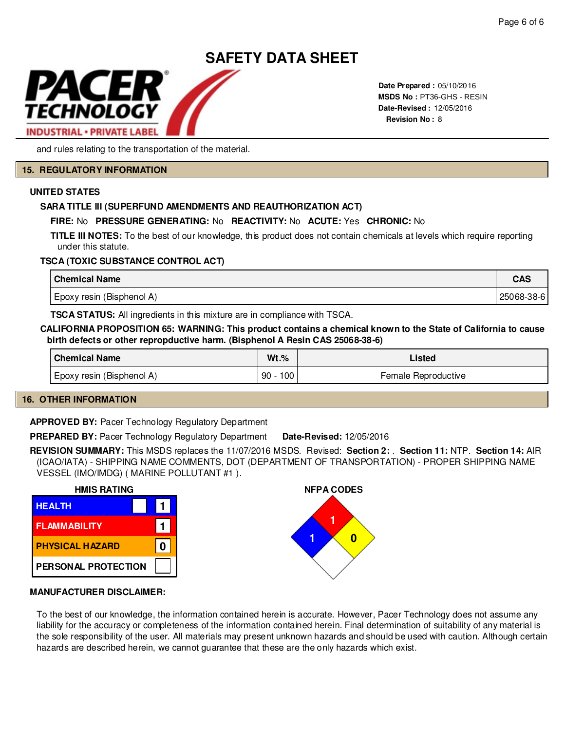# SAFETY DATA SHEET

**Date Prepared :** 05/10/2016
**MSDS No :** PT36-GHS - RESIN
**Date-Revised :** 12/05/2016
**Revision No :** 8

and rules relating to the transportation of the material.

## 15. REGULATORY INFORMATION

### UNITED STATES

#### SARA TITLE III (SUPERFUND AMENDMENTS AND REAUTHORIZATION ACT)

**FIRE:** No **PRESSURE GENERATING:** No **REACTIVITY:** No **ACUTE:** Yes **CHRONIC:** No

**TITLE III NOTES:** To the best of our knowledge, this product does not contain chemicals at levels which require reporting under this statute.

#### TSCA (TOXIC SUBSTANCE CONTROL ACT)

| Chemical Name | CAS |
|---|---|
| Epoxy resin (Bisphenol A) | 25068-38-6 |

**TSCA STATUS:** All ingredients in this mixture are in compliance with TSCA.

**CALIFORNIA PROPOSITION 65: WARNING: This product contains a chemical known to the State of California to cause birth defects or other repropductive harm. (Bisphenol A Resin CAS 25068-38-6)**

| Chemical Name | Wt.% | Listed |
|---|---|---|
| Epoxy resin (Bisphenol A) | 90 - 100 | Female Reproductive |

## 16. OTHER INFORMATION

**APPROVED BY:** Pacer Technology Regulatory Department

**PREPARED BY:** Pacer Technology Regulatory Department **Date-Revised:** 12/05/2016

**REVISION SUMMARY:** This MSDS replaces the 11/07/2016 MSDS. Revised: **Section 2:** . **Section 11:** NTP. **Section 14:** AIR (ICAO/IATA) - SHIPPING NAME COMMENTS, DOT (DEPARTMENT OF TRANSPORTATION) - PROPER SHIPPING NAME VESSEL (IMO/IMDG) ( MARINE POLLUTANT #1 ).

**HMIS RATING**

| | |
|---|---|
| HEALTH | 1 |
| FLAMMABILITY | 1 |
| PHYSICAL HAZARD | 0 |
| PERSONAL PROTECTION | |

**NFPA CODES**

Health: 1, Flammability: 1, Instability: 0

**MANUFACTURER DISCLAIMER:**

To the best of our knowledge, the information contained herein is accurate. However, Pacer Technology does not assume any liability for the accuracy or completeness of the information contained herein. Final determination of suitability of any material is the sole responsibility of the user. All materials may present unknown hazards and should be used with caution. Although certain hazards are described herein, we cannot guarantee that these are the only hazards which exist.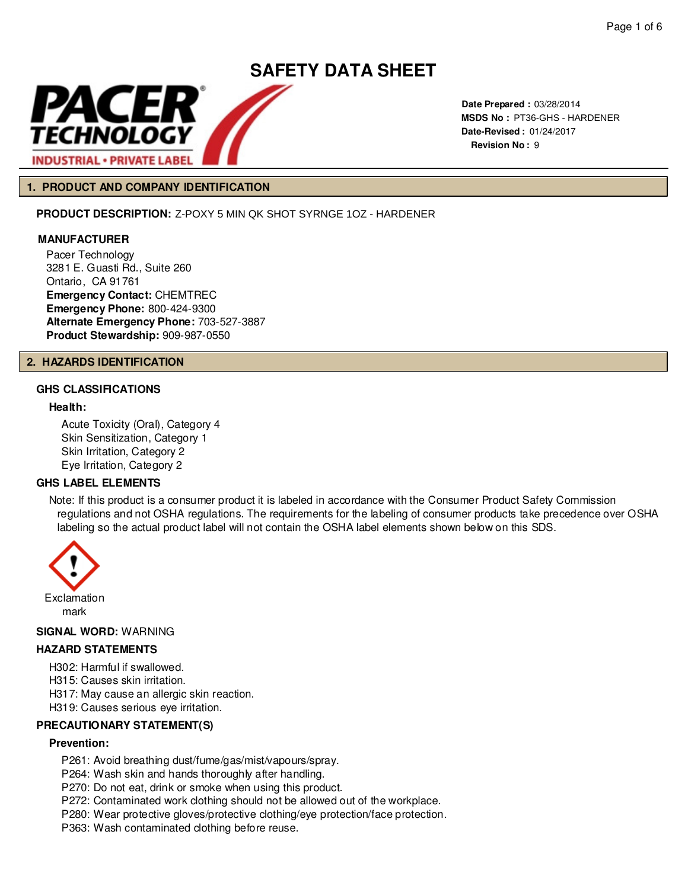# SAFETY DATA SHEET

**Date Prepared :** 03/28/2014
**MSDS No :** PT36-GHS - HARDENER
**Date-Revised :** 01/24/2017
**Revision No :** 9

## 1. PRODUCT AND COMPANY IDENTIFICATION

**PRODUCT DESCRIPTION:** Z-POXY 5 MIN QK SHOT SYRNGE 1OZ - HARDENER

**MANUFACTURER**

Pacer Technology
3281 E. Guasti Rd., Suite 260
Ontario, CA 91761
**Emergency Contact:** CHEMTREC
**Emergency Phone:** 800-424-9300
**Alternate Emergency Phone:** 703-527-3887
**Product Stewardship:** 909-987-0550

## 2. HAZARDS IDENTIFICATION

### GHS CLASSIFICATIONS

**Health:**

Acute Toxicity (Oral), Category 4
Skin Sensitization, Category 1
Skin Irritation, Category 2
Eye Irritation, Category 2

### GHS LABEL ELEMENTS

Note: If this product is a consumer product it is labeled in accordance with the Consumer Product Safety Commission regulations and not OSHA regulations. The requirements for the labeling of consumer products take precedence over OSHA labeling so the actual product label will not contain the OSHA label elements shown below on this SDS.

Exclamation mark

**SIGNAL WORD:** WARNING

### HAZARD STATEMENTS

H302: Harmful if swallowed.
H315: Causes skin irritation.
H317: May cause an allergic skin reaction.
H319: Causes serious eye irritation.

### PRECAUTIONARY STATEMENT(S)

**Prevention:**

P261: Avoid breathing dust/fume/gas/mist/vapours/spray.
P264: Wash skin and hands thoroughly after handling.
P270: Do not eat, drink or smoke when using this product.
P272: Contaminated work clothing should not be allowed out of the workplace.
P280: Wear protective gloves/protective clothing/eye protection/face protection.
P363: Wash contaminated clothing before reuse.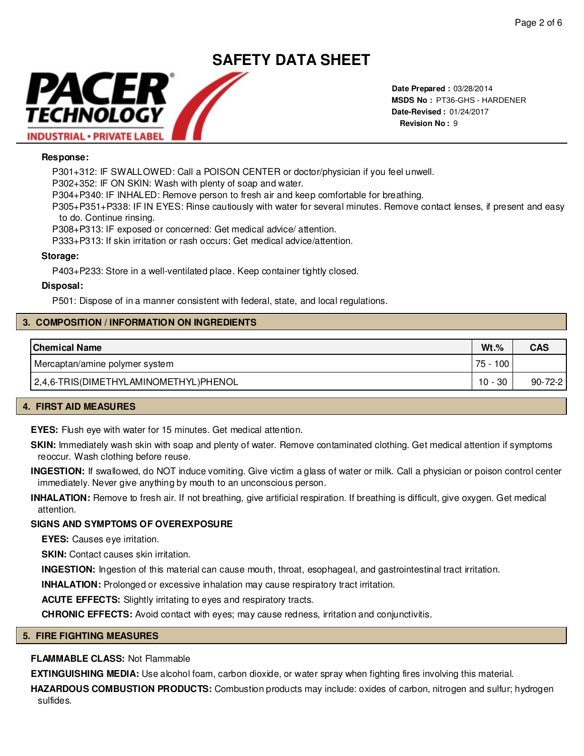# SAFETY DATA SHEET

**Date Prepared :** 03/28/2014
**MSDS No :** PT36-GHS - HARDENER
**Date-Revised :** 01/24/2017
**Revision No :** 9

**Response:**

P301+312: IF SWALLOWED: Call a POISON CENTER or doctor/physician if you feel unwell.
P302+352: IF ON SKIN: Wash with plenty of soap and water.
P304+P340: IF INHALED: Remove person to fresh air and keep comfortable for breathing.
P305+P351+P338: IF IN EYES: Rinse cautiously with water for several minutes. Remove contact lenses, if present and easy to do. Continue rinsing.
P308+P313: IF exposed or concerned: Get medical advice/ attention.
P333+P313: If skin irritation or rash occurs: Get medical advice/attention.

**Storage:**

P403+P233: Store in a well-ventilated place. Keep container tightly closed.

**Disposal:**

P501: Dispose of in a manner consistent with federal, state, and local regulations.

## 3. COMPOSITION / INFORMATION ON INGREDIENTS

| Chemical Name | Wt.% | CAS |
|---|---|---|
| Mercaptan/amine polymer system | 75 - 100 | |
| 2,4,6-TRIS(DIMETHYLAMINOMETHYL)PHENOL | 10 - 30 | 90-72-2 |

## 4. FIRST AID MEASURES

**EYES:** Flush eye with water for 15 minutes. Get medical attention.

**SKIN:** Immediately wash skin with soap and plenty of water. Remove contaminated clothing. Get medical attention if symptoms reoccur. Wash clothing before reuse.

**INGESTION:** If swallowed, do NOT induce vomiting. Give victim a glass of water or milk. Call a physician or poison control center immediately. Never give anything by mouth to an unconscious person.

**INHALATION:** Remove to fresh air. If not breathing, give artificial respiration. If breathing is difficult, give oxygen. Get medical attention.

**SIGNS AND SYMPTOMS OF OVEREXPOSURE**

**EYES:** Causes eye irritation.

**SKIN:** Contact causes skin irritation.

**INGESTION:** Ingestion of this material can cause mouth, throat, esophageal, and gastrointestinal tract irritation.

**INHALATION:** Prolonged or excessive inhalation may cause respiratory tract irritation.

**ACUTE EFFECTS:** Slightly irritating to eyes and respiratory tracts.

**CHRONIC EFFECTS:** Avoid contact with eyes; may cause redness, irritation and conjunctivitis.

## 5. FIRE FIGHTING MEASURES

**FLAMMABLE CLASS:** Not Flammable

**EXTINGUISHING MEDIA:** Use alcohol foam, carbon dioxide, or water spray when fighting fires involving this material.

**HAZARDOUS COMBUSTION PRODUCTS:** Combustion products may include: oxides of carbon, nitrogen and sulfur; hydrogen sulfides.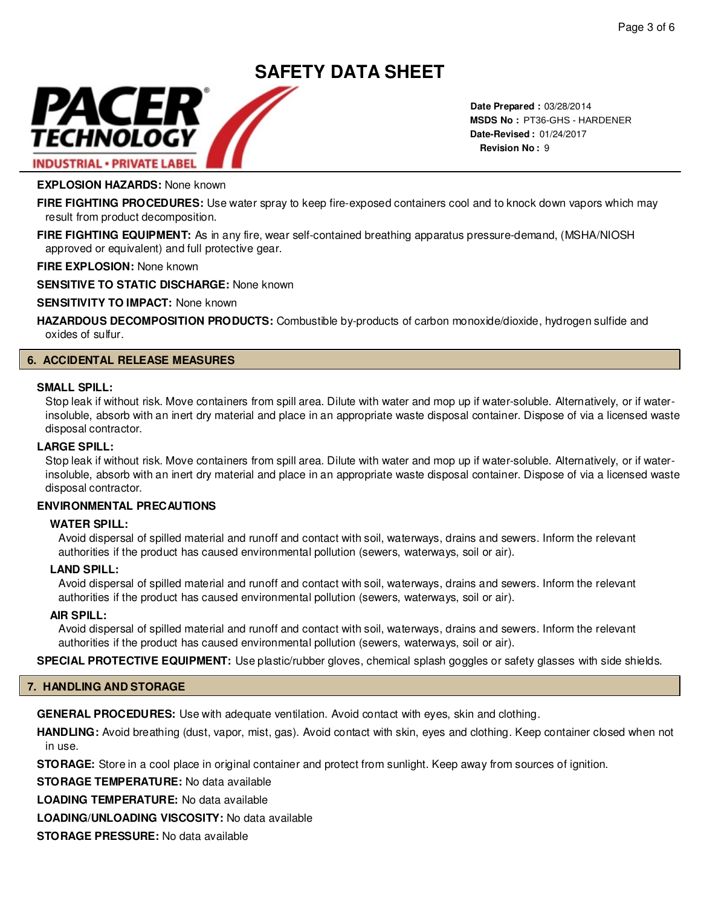# SAFETY DATA SHEET

**Date Prepared :** 03/28/2014
**MSDS No :** PT36-GHS - HARDENER
**Date-Revised :** 01/24/2017
**Revision No :** 9

**EXPLOSION HAZARDS:** None known

**FIRE FIGHTING PROCEDURES:** Use water spray to keep fire-exposed containers cool and to knock down vapors which may result from product decomposition.

**FIRE FIGHTING EQUIPMENT:** As in any fire, wear self-contained breathing apparatus pressure-demand, (MSHA/NIOSH approved or equivalent) and full protective gear.

**FIRE EXPLOSION:** None known

**SENSITIVE TO STATIC DISCHARGE:** None known

**SENSITIVITY TO IMPACT:** None known

**HAZARDOUS DECOMPOSITION PRODUCTS:** Combustible by-products of carbon monoxide/dioxide, hydrogen sulfide and oxides of sulfur.

## 6. ACCIDENTAL RELEASE MEASURES

**SMALL SPILL:**

Stop leak if without risk. Move containers from spill area. Dilute with water and mop up if water-soluble. Alternatively, or if water-insoluble, absorb with an inert dry material and place in an appropriate waste disposal container. Dispose of via a licensed waste disposal contractor.

**LARGE SPILL:**

Stop leak if without risk. Move containers from spill area. Dilute with water and mop up if water-soluble. Alternatively, or if water-insoluble, absorb with an inert dry material and place in an appropriate waste disposal container. Dispose of via a licensed waste disposal contractor.

**ENVIRONMENTAL PRECAUTIONS**

**WATER SPILL:**

Avoid dispersal of spilled material and runoff and contact with soil, waterways, drains and sewers. Inform the relevant authorities if the product has caused environmental pollution (sewers, waterways, soil or air).

**LAND SPILL:**

Avoid dispersal of spilled material and runoff and contact with soil, waterways, drains and sewers. Inform the relevant authorities if the product has caused environmental pollution (sewers, waterways, soil or air).

**AIR SPILL:**

Avoid dispersal of spilled material and runoff and contact with soil, waterways, drains and sewers. Inform the relevant authorities if the product has caused environmental pollution (sewers, waterways, soil or air).

**SPECIAL PROTECTIVE EQUIPMENT:** Use plastic/rubber gloves, chemical splash goggles or safety glasses with side shields.

## 7. HANDLING AND STORAGE

**GENERAL PROCEDURES:** Use with adequate ventilation. Avoid contact with eyes, skin and clothing.

**HANDLING:** Avoid breathing (dust, vapor, mist, gas). Avoid contact with skin, eyes and clothing. Keep container closed when not in use.

**STORAGE:** Store in a cool place in original container and protect from sunlight. Keep away from sources of ignition.

**STORAGE TEMPERATURE:** No data available

**LOADING TEMPERATURE:** No data available

**LOADING/UNLOADING VISCOSITY:** No data available

**STORAGE PRESSURE:** No data available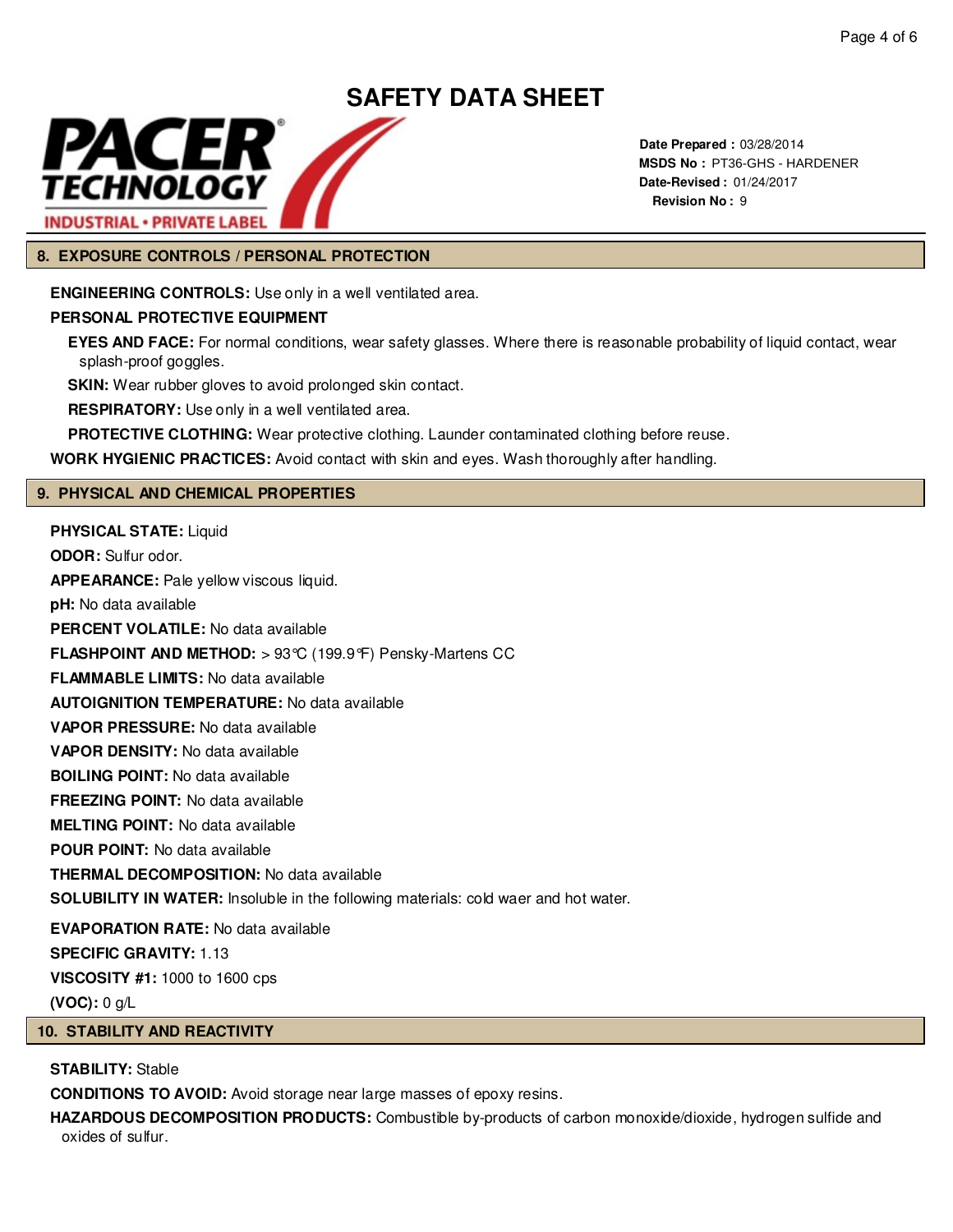# SAFETY DATA SHEET

PACER TECHNOLOGY
INDUSTRIAL • PRIVATE LABEL

**Date Prepared :** 03/28/2014
**MSDS No :** PT36-GHS - HARDENER
**Date-Revised :** 01/24/2017
**Revision No :** 9

## 8. EXPOSURE CONTROLS / PERSONAL PROTECTION

**ENGINEERING CONTROLS:** Use only in a well ventilated area.

**PERSONAL PROTECTIVE EQUIPMENT**

**EYES AND FACE:** For normal conditions, wear safety glasses. Where there is reasonable probability of liquid contact, wear splash-proof goggles.

**SKIN:** Wear rubber gloves to avoid prolonged skin contact.

**RESPIRATORY:** Use only in a well ventilated area.

**PROTECTIVE CLOTHING:** Wear protective clothing. Launder contaminated clothing before reuse.

**WORK HYGIENIC PRACTICES:** Avoid contact with skin and eyes. Wash thoroughly after handling.

## 9. PHYSICAL AND CHEMICAL PROPERTIES

**PHYSICAL STATE:** Liquid

**ODOR:** Sulfur odor.

**APPEARANCE:** Pale yellow viscous liquid.

**pH:** No data available

**PERCENT VOLATILE:** No data available

**FLASHPOINT AND METHOD:** > 93°C (199.9°F) Pensky-Martens CC

**FLAMMABLE LIMITS:** No data available

**AUTOIGNITION TEMPERATURE:** No data available

**VAPOR PRESSURE:** No data available

**VAPOR DENSITY:** No data available

**BOILING POINT:** No data available

**FREEZING POINT:** No data available

**MELTING POINT:** No data available

**POUR POINT:** No data available

**THERMAL DECOMPOSITION:** No data available

**SOLUBILITY IN WATER:** Insoluble in the following materials: cold waer and hot water.

**EVAPORATION RATE:** No data available

**SPECIFIC GRAVITY:** 1.13

**VISCOSITY #1:** 1000 to 1600 cps

**(VOC):** 0 g/L

## 10. STABILITY AND REACTIVITY

**STABILITY:** Stable

**CONDITIONS TO AVOID:** Avoid storage near large masses of epoxy resins.

**HAZARDOUS DECOMPOSITION PRODUCTS:** Combustible by-products of carbon monoxide/dioxide, hydrogen sulfide and oxides of sulfur.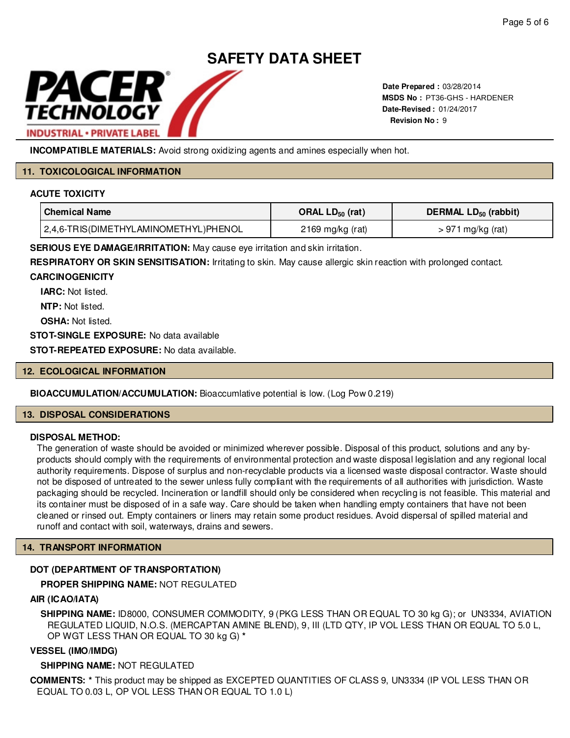**INCOMPATIBLE MATERIALS:** Avoid strong oxidizing agents and amines especially when hot.

## 11. TOXICOLOGICAL INFORMATION

### ACUTE TOXICITY

| Chemical Name | ORAL $LD_{50}$ (rat) | DERMAL $LD_{50}$ (rabbit) |
|---|---|---|
| 2,4,6-TRIS(DIMETHYLAMINOMETHYL)PHENOL | 2169 mg/kg (rat) | > 971 mg/kg (rat) |

**SERIOUS EYE DAMAGE/IRRITATION:** May cause eye irritation and skin irritation.

**RESPIRATORY OR SKIN SENSITISATION:** Irritating to skin. May cause allergic skin reaction with prolonged contact.

**CARCINOGENICITY**

**IARC:** Not listed.

**NTP:** Not listed.

**OSHA:** Not listed.

**STOT-SINGLE EXPOSURE:** No data available

**STOT-REPEATED EXPOSURE:** No data available.

## 12. ECOLOGICAL INFORMATION

**BIOACCUMULATION/ACCUMULATION:** Bioaccumlative potential is low. (Log Pow 0.219)

## 13. DISPOSAL CONSIDERATIONS

**DISPOSAL METHOD:**

The generation of waste should be avoided or minimized wherever possible. Disposal of this product, solutions and any by-products should comply with the requirements of environmental protection and waste disposal legislation and any regional local authority requirements. Dispose of surplus and non-recyclable products via a licensed waste disposal contractor. Waste should not be disposed of untreated to the sewer unless fully compliant with the requirements of all authorities with jurisdiction. Waste packaging should be recycled. Incineration or landfill should only be considered when recycling is not feasible. This material and its container must be disposed of in a safe way. Care should be taken when handling empty containers that have not been cleaned or rinsed out. Empty containers or liners may retain some product residues. Avoid dispersal of spilled material and runoff and contact with soil, waterways, drains and sewers.

## 14. TRANSPORT INFORMATION

**DOT (DEPARTMENT OF TRANSPORTATION)**

**PROPER SHIPPING NAME:** NOT REGULATED

**AIR (ICAO/IATA)**

**SHIPPING NAME:** ID8000, CONSUMER COMMODITY, 9 (PKG LESS THAN OR EQUAL TO 30 kg G); or UN3334, AVIATION REGULATED LIQUID, N.O.S. (MERCAPTAN AMINE BLEND), 9, III (LTD QTY, IP VOL LESS THAN OR EQUAL TO 5.0 L, OP WGT LESS THAN OR EQUAL TO 30 kg G) *

**VESSEL (IMO/IMDG)**

**SHIPPING NAME:** NOT REGULATED

**COMMENTS:** * This product may be shipped as EXCEPTED QUANTITIES OF CLASS 9, UN3334 (IP VOL LESS THAN OR EQUAL TO 0.03 L, OP VOL LESS THAN OR EQUAL TO 1.0 L)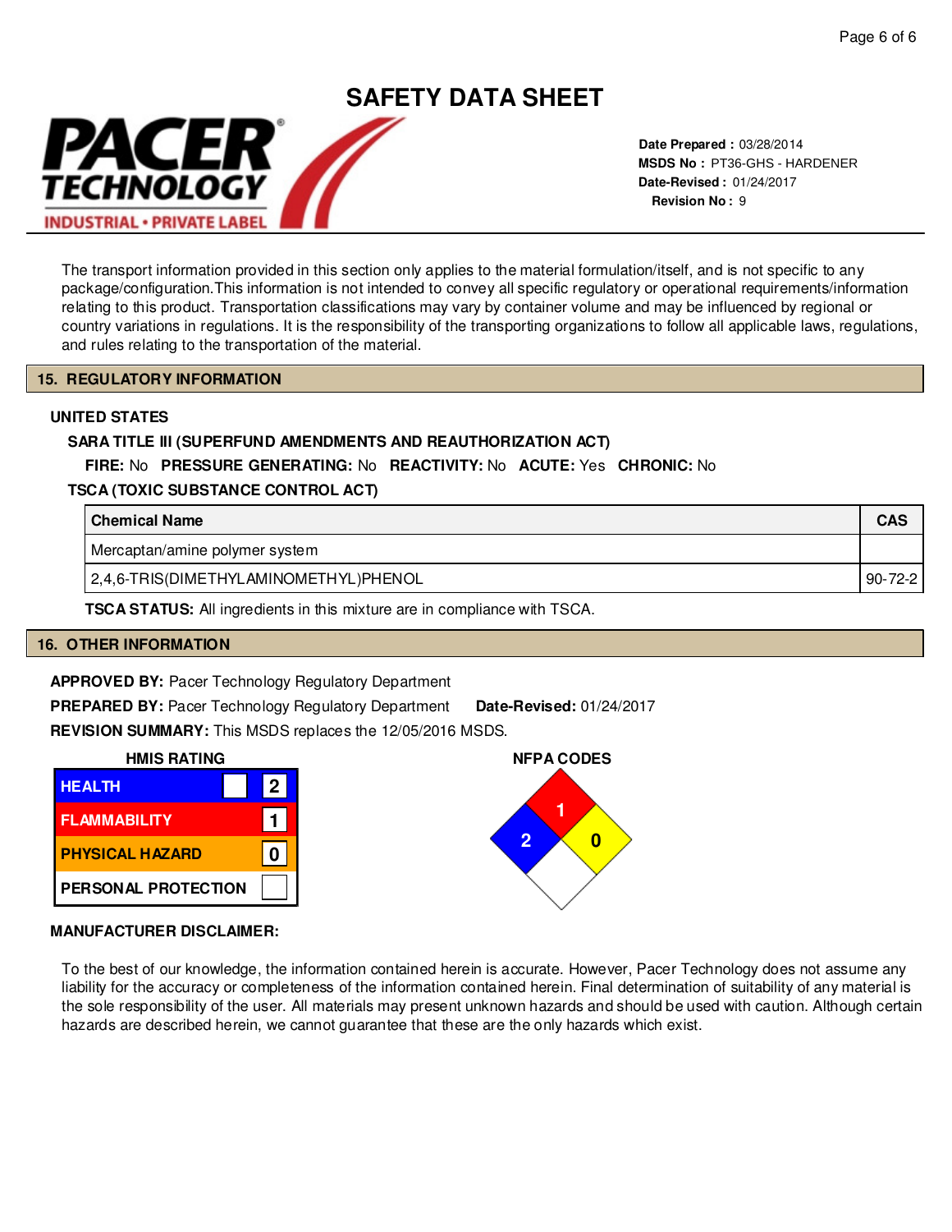# SAFETY DATA SHEET

**Date Prepared :** 03/28/2014
**MSDS No :** PT36-GHS - HARDENER
**Date-Revised :** 01/24/2017
**Revision No :** 9

The transport information provided in this section only applies to the material formulation/itself, and is not specific to any package/configuration.This information is not intended to convey all specific regulatory or operational requirements/information relating to this product. Transportation classifications may vary by container volume and may be influenced by regional or country variations in regulations. It is the responsibility of the transporting organizations to follow all applicable laws, regulations, and rules relating to the transportation of the material.

## 15. REGULATORY INFORMATION

**UNITED STATES**

**SARA TITLE III (SUPERFUND AMENDMENTS AND REAUTHORIZATION ACT)**

**FIRE:** No **PRESSURE GENERATING:** No **REACTIVITY:** No **ACUTE:** Yes **CHRONIC:** No

**TSCA (TOXIC SUBSTANCE CONTROL ACT)**

| Chemical Name | CAS |
|---|---|
| Mercaptan/amine polymer system | |
| 2,4,6-TRIS(DIMETHYLAMINOMETHYL)PHENOL | 90-72-2 |

**TSCA STATUS:** All ingredients in this mixture are in compliance with TSCA.

## 16. OTHER INFORMATION

**APPROVED BY:** Pacer Technology Regulatory Department

**PREPARED BY:** Pacer Technology Regulatory Department **Date-Revised:** 01/24/2017

**REVISION SUMMARY:** This MSDS replaces the 12/05/2016 MSDS.

**HMIS RATING**

| | |
|---|---|
| HEALTH | 2 |
| FLAMMABILITY | 1 |
| PHYSICAL HAZARD | 0 |
| PERSONAL PROTECTION | |

**NFPA CODES**

1

2

0

**MANUFACTURER DISCLAIMER:**

To the best of our knowledge, the information contained herein is accurate. However, Pacer Technology does not assume any liability for the accuracy or completeness of the information contained herein. Final determination of suitability of any material is the sole responsibility of the user. All materials may present unknown hazards and should be used with caution. Although certain hazards are described herein, we cannot guarantee that these are the only hazards which exist.